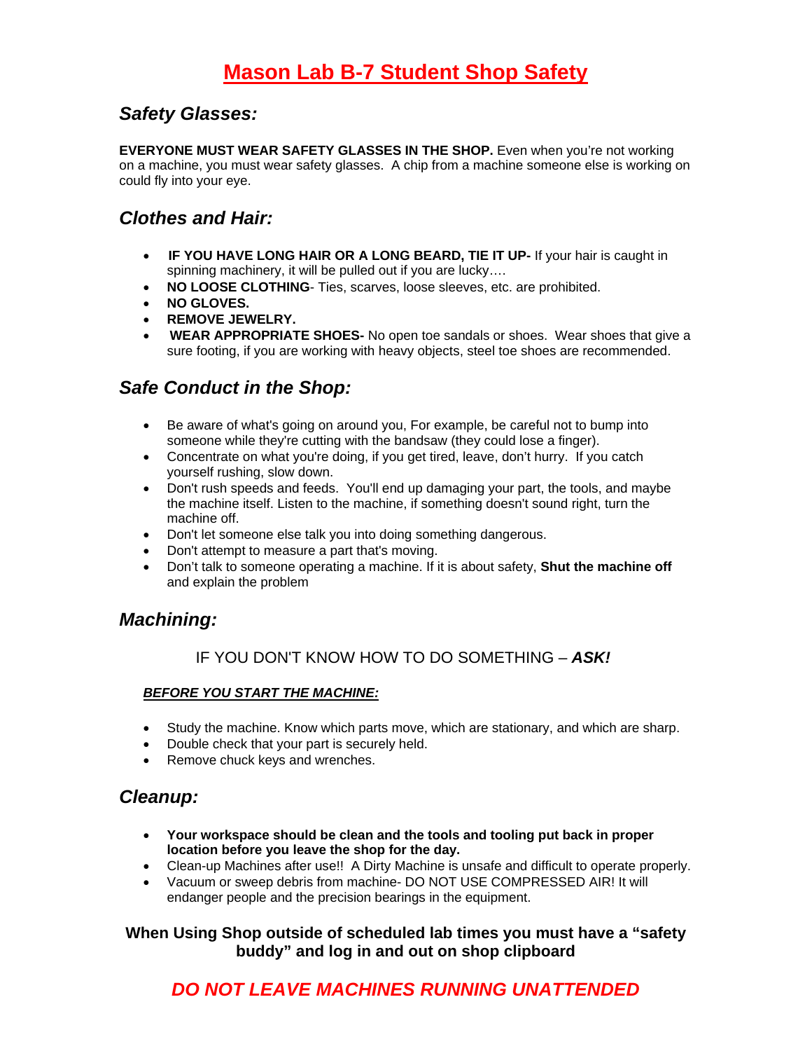# Mason Lab B-7 Student Shop Safety

## *Safety Glasses:*

**EVERYONE MUST WEAR SAFETY GLASSES IN THE SHOP.** Even when you're not working on a machine, you must wear safety glasses. A chip from a machine someone else is working on could fly into your eye.

## *Clothes and Hair:*

- **IF YOU HAVE LONG HAIR OR A LONG BEARD, TIE IT UP-** If your hair is caught in spinning machinery, it will be pulled out if you are lucky….
- **NO LOOSE CLOTHING**- Ties, scarves, loose sleeves, etc. are prohibited.
- **NO GLOVES.**
- **REMOVE JEWELRY.**
- **WEAR APPROPRIATE SHOES-** No open toe sandals or shoes. Wear shoes that give a sure footing, if you are working with heavy objects, steel toe shoes are recommended.

## *Safe Conduct in the Shop:*

- Be aware of what's going on around you, For example, be careful not to bump into someone while they're cutting with the bandsaw (they could lose a finger).
- Concentrate on what you're doing, if you get tired, leave, don't hurry. If you catch yourself rushing, slow down.
- Don't rush speeds and feeds. You'll end up damaging your part, the tools, and maybe the machine itself. Listen to the machine, if something doesn't sound right, turn the machine off.
- Don't let someone else talk you into doing something dangerous.
- Don't attempt to measure a part that's moving.
- Don't talk to someone operating a machine. If it is about safety, **Shut the machine off** and explain the problem

## *Machining:*

IF YOU DON'T KNOW HOW TO DO SOMETHING – ***ASK!***

***BEFORE YOU START THE MACHINE:***

- Study the machine. Know which parts move, which are stationary, and which are sharp.
- Double check that your part is securely held.
- Remove chuck keys and wrenches.

## *Cleanup:*

- **Your workspace should be clean and the tools and tooling put back in proper location before you leave the shop for the day.**
- Clean-up Machines after use!! A Dirty Machine is unsafe and difficult to operate properly.
- Vacuum or sweep debris from machine- DO NOT USE COMPRESSED AIR! It will endanger people and the precision bearings in the equipment.

**When Using Shop outside of scheduled lab times you must have a "safety buddy" and log in and out on shop clipboard**

***DO NOT LEAVE MACHINES RUNNING UNATTENDED***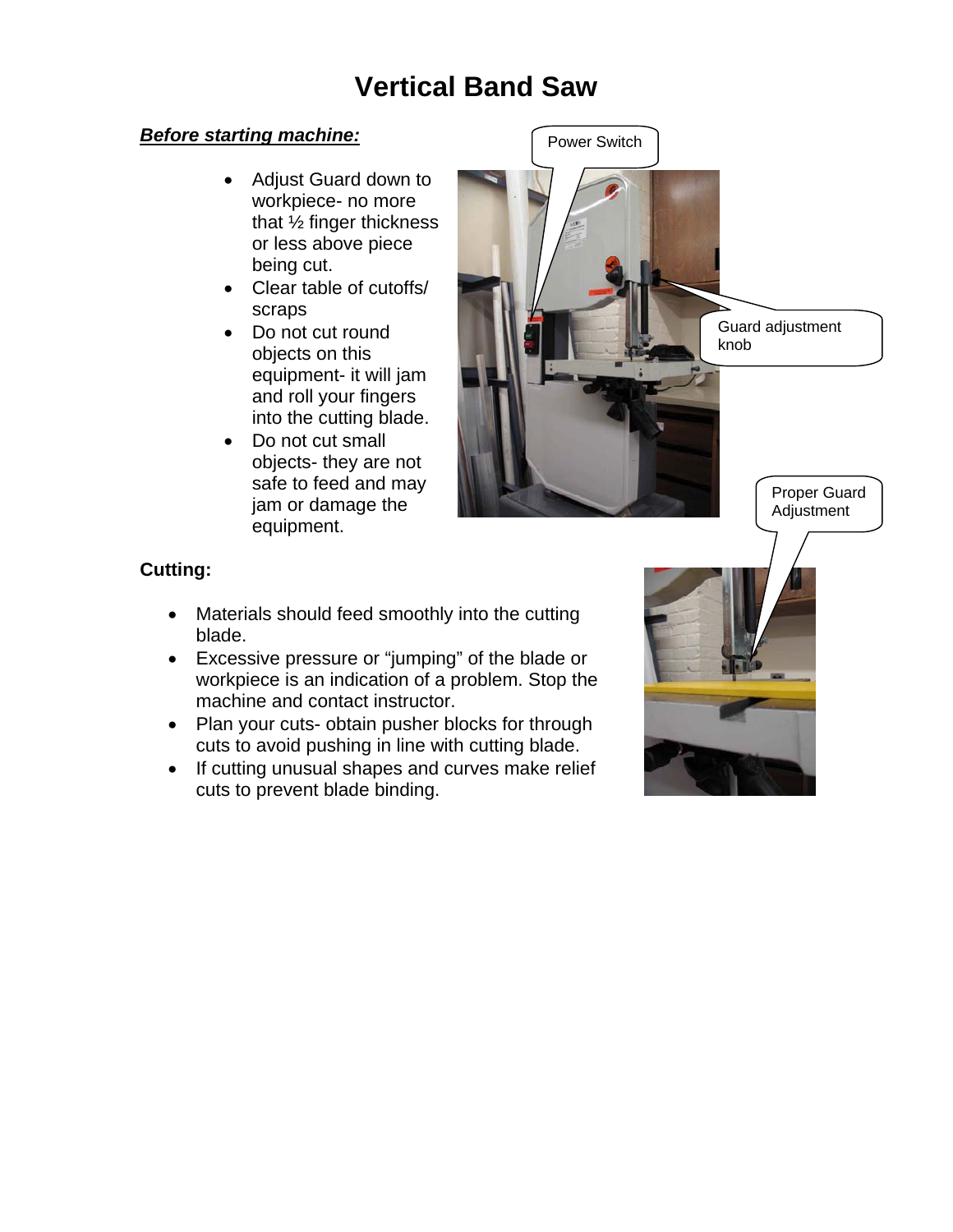# Vertical Band Saw

***Before starting machine:***

- Adjust Guard down to workpiece- no more that ½ finger thickness or less above piece being cut.
- Clear table of cutoffs/ scraps
- Do not cut round objects on this equipment- it will jam and roll your fingers into the cutting blade.
- Do not cut small objects- they are not safe to feed and may jam or damage the equipment.

Power Switch

Guard adjustment knob

Proper Guard Adjustment

**Cutting:**

- Materials should feed smoothly into the cutting blade.
- Excessive pressure or "jumping" of the blade or workpiece is an indication of a problem. Stop the machine and contact instructor.
- Plan your cuts- obtain pusher blocks for through cuts to avoid pushing in line with cutting blade.
- If cutting unusual shapes and curves make relief cuts to prevent blade binding.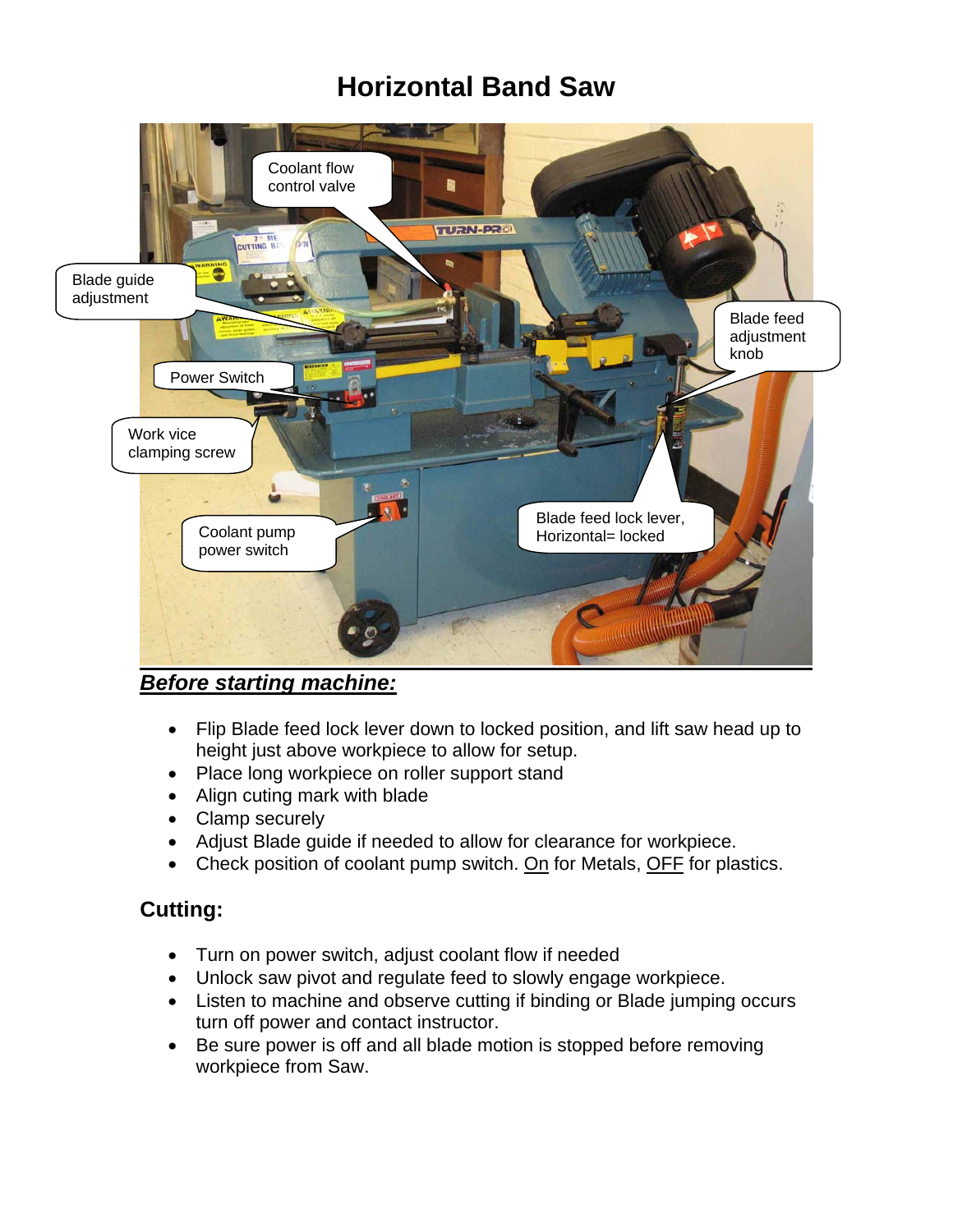# Horizontal Band Saw

Coolant flow control valve

Blade guide adjustment

Blade feed adjustment knob

Power Switch

Work vice clamping screw

Coolant pump power switch

Blade feed lock lever, Horizontal= locked

## ***Before starting machine:***

- Flip Blade feed lock lever down to locked position, and lift saw head up to height just above workpiece to allow for setup.
- Place long workpiece on roller support stand
- Align cuting mark with blade
- Clamp securely
- Adjust Blade guide if needed to allow for clearance for workpiece.
- Check position of coolant pump switch. On for Metals, OFF for plastics.

## Cutting:

- Turn on power switch, adjust coolant flow if needed
- Unlock saw pivot and regulate feed to slowly engage workpiece.
- Listen to machine and observe cutting if binding or Blade jumping occurs turn off power and contact instructor.
- Be sure power is off and all blade motion is stopped before removing workpiece from Saw.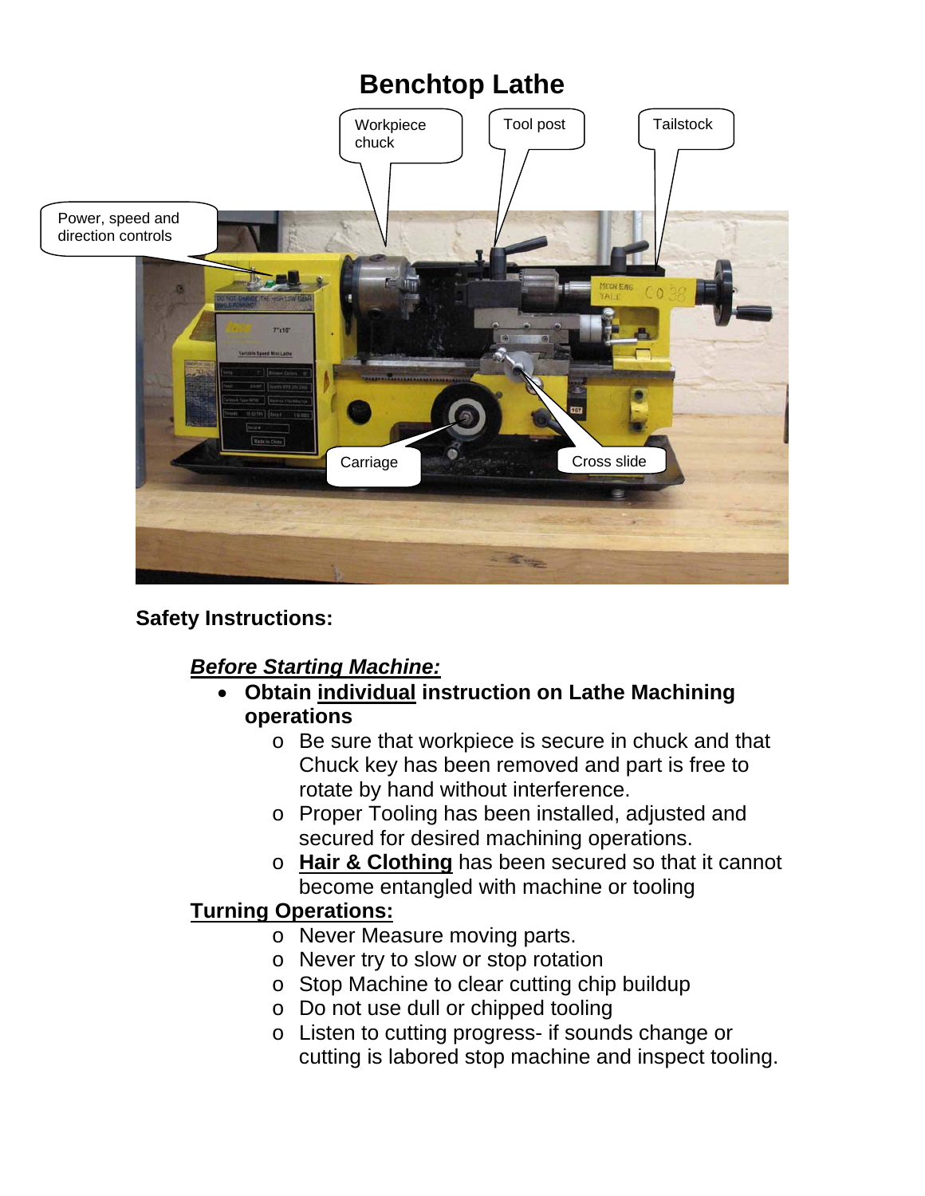# Benchtop Lathe

Workpiece chuck

Tool post

Tailstock

Power, speed and direction controls

Carriage

Cross slide

**Safety Instructions:**

***Before Starting Machine:***

- **Obtain individual instruction on Lathe Machining operations**
  - Be sure that workpiece is secure in chuck and that Chuck key has been removed and part is free to rotate by hand without interference.
  - Proper Tooling has been installed, adjusted and secured for desired machining operations.
  - **Hair & Clothing** has been secured so that it cannot become entangled with machine or tooling

**Turning Operations:**

- Never Measure moving parts.
- Never try to slow or stop rotation
- Stop Machine to clear cutting chip buildup
- Do not use dull or chipped tooling
- Listen to cutting progress- if sounds change or cutting is labored stop machine and inspect tooling.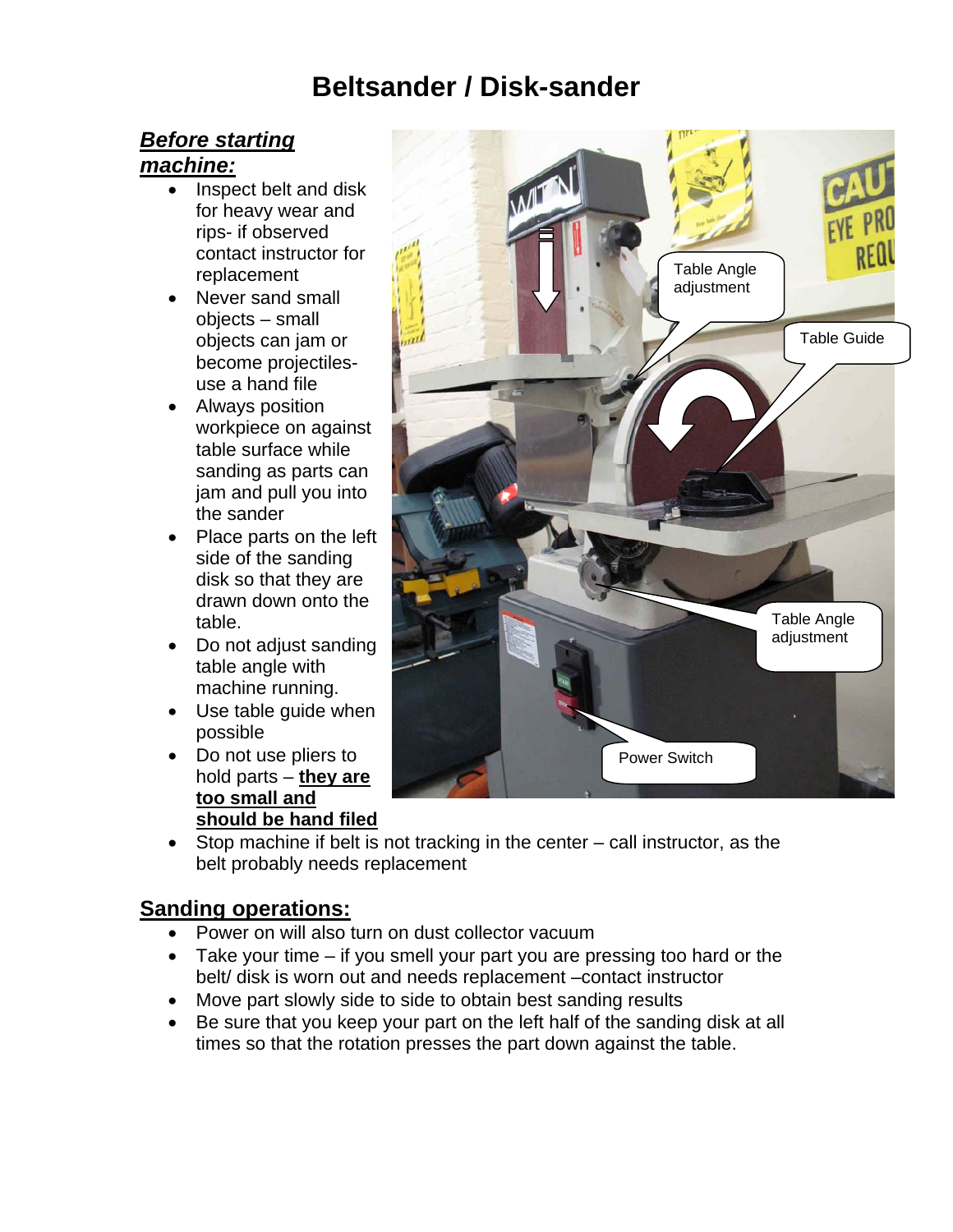# Beltsander / Disk-sander

***Before starting machine:***

- Inspect belt and disk for heavy wear and rips- if observed contact instructor for replacement
- Never sand small objects – small objects can jam or become projectiles- use a hand file
- Always position workpiece on against table surface while sanding as parts can jam and pull you into the sander
- Place parts on the left side of the sanding disk so that they are drawn down onto the table.
- Do not adjust sanding table angle with machine running.
- Use table guide when possible
- Do not use pliers to hold parts – **they are too small and should be hand filed**
- Stop machine if belt is not tracking in the center – call instructor, as the belt probably needs replacement

## Sanding operations:

- Power on will also turn on dust collector vacuum
- Take your time – if you smell your part you are pressing too hard or the belt/ disk is worn out and needs replacement –contact instructor
- Move part slowly side to side to obtain best sanding results
- Be sure that you keep your part on the left half of the sanding disk at all times so that the rotation presses the part down against the table.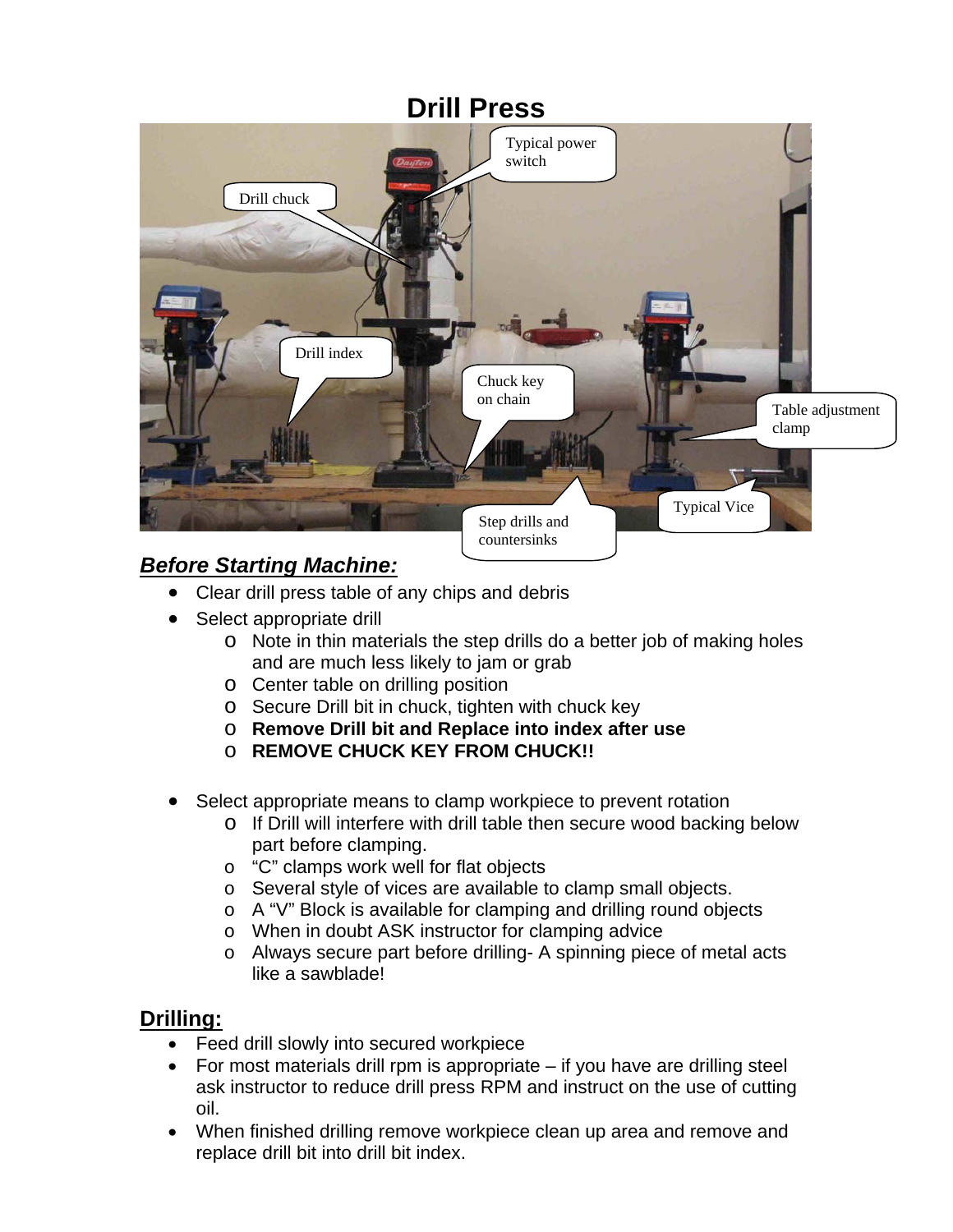# Drill Press

## *Before Starting Machine:*

- Clear drill press table of any chips and debris
- Select appropriate drill
  - Note in thin materials the step drills do a better job of making holes and are much less likely to jam or grab
  - Center table on drilling position
  - Secure Drill bit in chuck, tighten with chuck key
  - **Remove Drill bit and Replace into index after use**
  - **REMOVE CHUCK KEY FROM CHUCK!!**

- Select appropriate means to clamp workpiece to prevent rotation
  - If Drill will interfere with drill table then secure wood backing below part before clamping.
  - "C" clamps work well for flat objects
  - Several style of vices are available to clamp small objects.
  - A "V" Block is available for clamping and drilling round objects
  - When in doubt ASK instructor for clamping advice
  - Always secure part before drilling- A spinning piece of metal acts like a sawblade!

## Drilling:

- Feed drill slowly into secured workpiece
- For most materials drill rpm is appropriate – if you have are drilling steel ask instructor to reduce drill press RPM and instruct on the use of cutting oil.
- When finished drilling remove workpiece clean up area and remove and replace drill bit into drill bit index.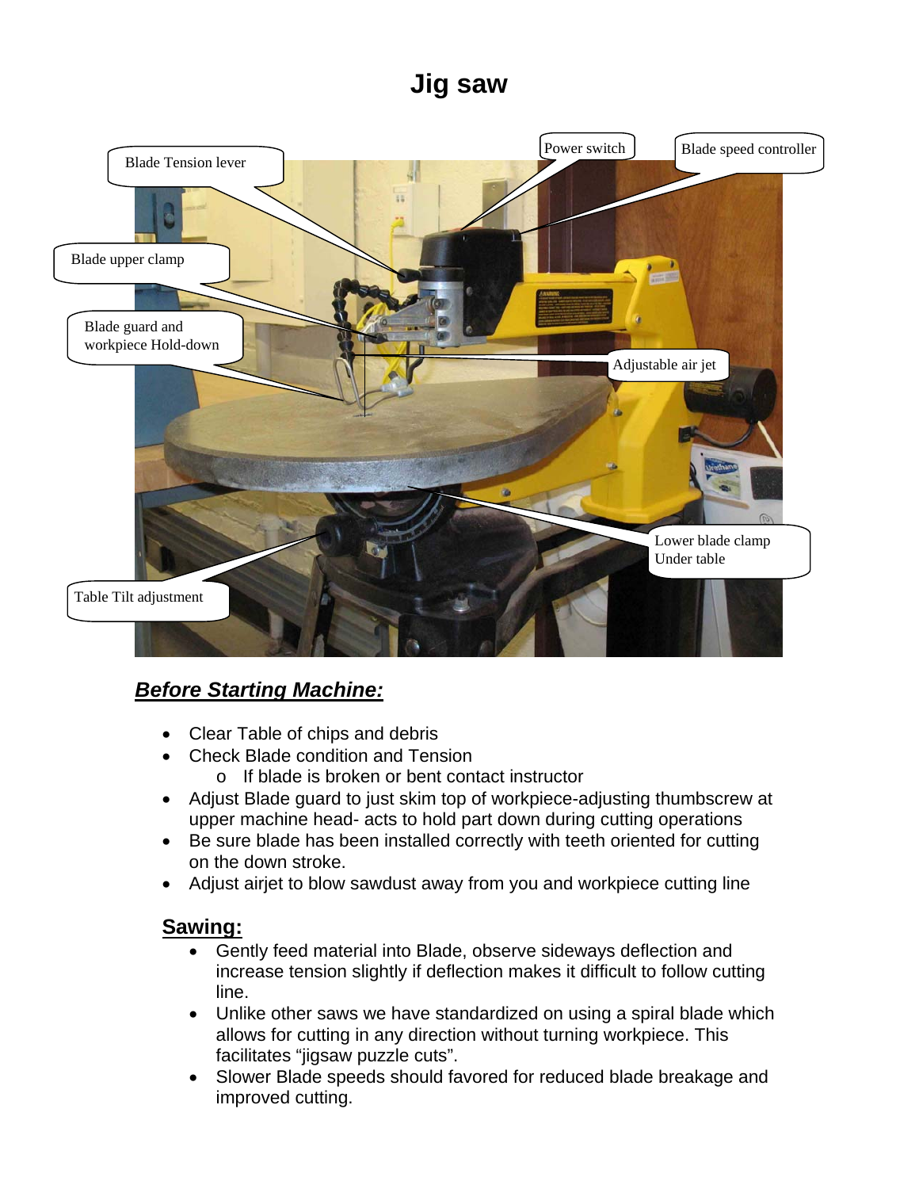# Jig saw

Blade Tension lever

Power switch

Blade speed controller

Blade upper clamp

Blade guard and workpiece Hold-down

Adjustable air jet

Lower blade clamp Under table

Table Tilt adjustment

***Before Starting Machine:***

- Clear Table of chips and debris
- Check Blade condition and Tension
  - o If blade is broken or bent contact instructor
- Adjust Blade guard to just skim top of workpiece-adjusting thumbscrew at upper machine head- acts to hold part down during cutting operations
- Be sure blade has been installed correctly with teeth oriented for cutting on the down stroke.
- Adjust airjet to blow sawdust away from you and workpiece cutting line

## Sawing:

- Gently feed material into Blade, observe sideways deflection and increase tension slightly if deflection makes it difficult to follow cutting line.
- Unlike other saws we have standardized on using a spiral blade which allows for cutting in any direction without turning workpiece. This facilitates "jigsaw puzzle cuts".
- Slower Blade speeds should favored for reduced blade breakage and improved cutting.